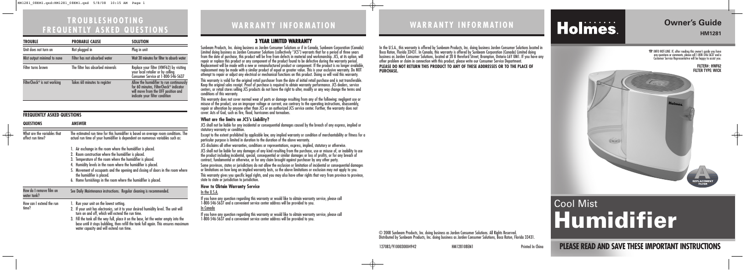# TROUBLESHOOTING FREQUENTLY ASKED QUESTIONS

| TROUBLE | PROBABLE CAUSE | SOLUTION |
|---|---|---|
| Unit does not turn on | Not plugged in | Plug in unit |
| Mist output minimal to none | Filter has not absorbed water | Wait 30 minutes for filter to absorb water |
| Filter turns brown | The filter has absorbed minerals | Replace your filter (HWF62) by visiting your local retailer or by calling Consumer Service at 1-800-546-5637 |
| FilterCheck® is not working | Takes 60 minutes to register | Allow the humidifier to run continuously for 60 minutes, FilterCheck® indicator will move from the OFF position and indicate your filter condition |

## FREQUENTLY ASKED QUESTIONS

| QUESTIONS | ANSWER |
|---|---|
| What are the variables that affect run time? | The estimated run time for this humidifier is based on average room conditions. The actual run time of your humidifier is dependent on numerous variables such as: 1. Air exchange in the room where the humidifier is placed. 2. Room construction where the humidifier is placed. 3. Temperature of the room where the humidifier is placed. 4. Humidity levels in the room where the humidifier is placed. 5. Movement of occupants and the opening and closing of doors in the room where the humidifier is placed. 6. Home furnishings in the room where the humidifier is placed. |
| How do I remove film on water tank? | See Daily Maintenance instructions. Regular cleaning is recommended. |
| How can I extend the run time? | 1. Run your unit on the lowest setting. 2. If your unit has electronics, set it to your desired humidity level. The unit will turn on and off, which will extend the run time. 3. Fill the tank all the way full, place it on the base, let the water empty into the base until it stops bubbling, then refill the tank full again. This ensures maximum water capacity and will extend run time. |

# WARRANTY INFORMATION

## 3 YEAR LIMITED WARRANTY

Sunbeam Products, Inc. doing business as Jarden Consumer Solutions or if in Canada, Sunbeam Corporation (Canada) Limited doing business as Jarden Consumer Solutions (collectively "JCS") warrants that for a period of three years from the date of purchase, this product will be free from defects in material and workmanship. JCS, at its option, will repair or replace this product or any component of the product found to be defective during the warranty period. Replacement will be made with a new or remanufactured product or component. If the product is no longer available, replacement may be made with a similar product of equal or greater value. This is your exclusive warranty. Do NOT attempt to repair or adjust any electrical or mechanical functions on this product. Doing so will void this warranty.

This warranty is valid for the original retail purchaser from the date of initial retail purchase and is not transferable. Keep the original sales receipt. Proof of purchase is required to obtain warranty performance. JCS dealers, service centers, or retail stores selling JCS products do not have the right to alter, modify or any way change the terms and conditions of this warranty.

This warranty does not cover normal wear of parts or damage resulting from any of the following: negligent use or misuse of the product, use on improper voltage or current, use contrary to the operating instructions, disassembly, repair or alteration by anyone other than JCS or an authorized JCS service center. Further, the warranty does not cover: Acts of God, such as fire, flood, hurricanes and tornadoes.

### What are the limits on JCS's Liability?

JCS shall not be liable for any incidental or consequential damages caused by the breach of any express, implied or statutory warranty or condition.

Except to the extent prohibited by applicable law, any implied warranty or condition of merchantability or fitness for a particular purpose is limited in duration to the duration of the above warranty.

JCS disclaims all other warranties, conditions or representations, express, implied, statutory or otherwise.

JCS shall not be liable for any damages of any kind resulting from the purchase, use or misuse of, or inability to use the product including incidental, special, consequential or similar damages or loss of profits, or for any breach of contract, fundamental or otherwise, or for any claim brought against purchaser by any other party.

Some provinces, states or jurisdictions do not allow the exclusion or limitation of incidental or consequential damages or limitations on how long an implied warranty lasts, so the above limitations or exclusion may not apply to you.

This warranty gives you specific legal rights, and you may also have other rights that vary from province to province, state to state or jurisdiction to jurisdiction.

### How to Obtain Warranty Service

In the U.S.A.

If you have any question regarding this warranty or would like to obtain warranty service, please call 1-800-546-5637 and a convenient service center address will be provided to you.

In Canada

If you have any question regarding this warranty or would like to obtain warranty service, please call 1-800-546-5637 and a convenient service center address will be provided to you.

# WARRANTY INFORMATION

In the U.S.A., this warranty is offered by Sunbeam Products, Inc. doing business Jarden Consumer Solutions located in Boca Raton, Florida 33431. In Canada, this warranty is offered by Sunbeam Corporation (Canada) Limited doing business as Jarden Consumer Solutions, located at 20 B Hereford Street, Brampton, Ontario L6Y 0M1. If you have any other problem or claim in connection with this product, please write our Consumer Service Department.

**PLEASE DO NOT RETURN THIS PRODUCT TO ANY OF THESE ADDRESSES OR TO THE PLACE OF PURCHASE.**

© 2008 Sunbeam Products, Inc. doing business as Jarden Consumer Solutions. All Rights Reserved. Distributed by Sunbeam Products, Inc. doing business as Jarden Consumer Solutions, Boca Raton, Florida 33431.

127083/9100030004942 HM1281OEM1 Printed In China

Holmes.

## Owner's Guide

**HM1281**

☎ INFO HOT-LINE: If, after reading this owner's guide you have any questions or comments, please call 1-800-546-5637 and a Customer Service Representative will be happy to assist you.

**FILTER#: HWF62**
**FILTER TYPE: WICK**

# Cool Mist Humidifier

**PLEASE READ AND SAVE THESE IMPORTANT INSTRUCTIONS**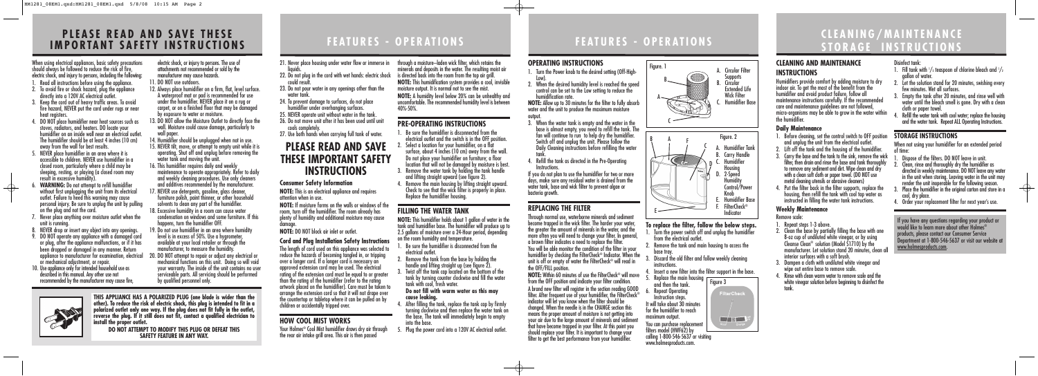# PLEASE READ AND SAVE THESE IMPORTANT SAFETY INSTRUCTIONS

When using electrical appliances, basic safety precautions should always be followed to reduce the risk of fire, electric shock, and injury to persons, including the following:

1. Read all instructions before using the appliance.
2. To avoid fire or shock hazard, plug the appliance directly into a 120V AC electrical outlet.
3. Keep the cord out of heavy traffic areas. To avoid fire hazard, NEVER put the cord under rugs or near heat registers.
4. DO NOT place humidifier near heat sources such as stoves, radiators, and heaters. DO locate your humidifier on an inside wall near an electrical outlet. The humidifier should be at least 4 inches (10 cm) away from the wall for best results.
5. NEVER place humidifier in an area where it is accessible to children. NEVER use humidifier in a closed room, particularly where a child may be sleeping, resting, or playing (a closed room may result in excessive humidity).
6. **WARNING:** Do not attempt to refill humidifier without first unplugging the unit from its electrical outlet. Failure to heed this warning may cause personal injury. Be sure to unplug the unit by pulling on the plug and not the cord.
7. Never place anything over moisture outlet when the unit is running.
8. NEVER drop or insert any object into any openings.
9. DO NOT operate any appliance with a damaged cord or plug, after the appliance malfunctions, or if it has been dropped or damaged in any manner. Return appliance to manufacturer for examination, electrical or mechanical adjustment, or repair.
10. Use appliance only for intended household use as described in this manual. Any other use not recommended by the manufacturer may cause fire, electric shock, or injury to persons. The use of attachments not recommended or sold by the manufacturer may cause hazards.
11. DO NOT use outdoors.
12. Always place humidifier on a firm, flat, level surface. A waterproof mat or pad is recommended for use under the humidifier. NEVER place it on a rug or carpet, or on a finished floor that may be damaged by exposure to water or moisture.
13. DO NOT allow the Moisture Outlet to directly face the wall. Moisture could cause damage, particularly to wall paper.
14. Humidifier should be unplugged when not in use.
15. NEVER tilt, move, or attempt to empty unit while it is operating. Shut off and unplug before removing the water tank and moving the unit.
16. This humidifier requires daily and weekly maintenance to operate appropriately. Refer to daily and weekly cleaning procedures. Use only cleaners and additives recommended by the manufacturer.
17. NEVER use detergents, gasoline, glass cleaner, furniture polish, paint thinner, or other household solvents to clean any part of the humidifier.
18. Excessive humidity in a room can cause water condensation on windows and some furniture. If this happens, turn the humidifier OFF.
19. Do not use humidifier in an area where humidity level is in excess of 50%. Use a hygrometer, available at your local retailer or through the manufacturer, to measure the humidity.
20. DO NOT attempt to repair or adjust any electrical or mechanical functions on this unit. Doing so will void your warranty. The inside of the unit contains no user serviceable parts. All servicing should be performed by qualified personnel only.

**THIS APPLIANCE HAS A POLARIZED PLUG (one blade is wider than the other). To reduce the risk of electric shock, this plug is intended to fit in a polarized outlet only one way. If the plug does not fit fully in the outlet, reverse the plug. If it still does not fit, contact a qualified electrician to install the proper outlet.**

**DO NOT ATTEMPT TO MODIFY THIS PLUG OR DEFEAT THIS SAFETY FEATURE IN ANY WAY.**

21. Never place housing under water flow or immerse in liquids.
22. Do not plug in the cord with wet hands: electric shock could result.
23. Do not pour water in any openings other than the water tank.
24. To prevent damage to surfaces, do not place humidifier under overhanging surfaces.
25. NEVER operate unit without water in the tank.
26. Do not move unit after it has been used until unit cools completely.
27. Use both hands when carrying full tank of water.

# PLEASE READ AND SAVE THESE IMPORTANT SAFETY INSTRUCTIONS

### Consumer Safety Information

**NOTE:** This is an electrical appliance and requires attention when in use.

**NOTE:** If moisture forms on the walls or windows of the room, turn off the humidifier. The room already has plenty of humidity and additional moisture may cause damage.

**NOTE:** DO NOT block air inlet or outlet.

### Cord and Plug Installation Safety Instructions

The length of cord used on this appliance was selected to reduce the hazards of becoming tangled in, or tripping over a longer cord. If a longer cord is necessary an approved extension cord may be used. The electrical rating of the extension cord must be equal to or greater than the rating of the humidifier (refer to the rating artwork placed on the humidifier). Care must be taken to arrange the extension cord so that it will not drape over the countertop or tabletop where it can be pulled on by children or accidentally tripped over.

# FEATURES - OPERATIONS

## HOW COOL MIST WORKS

Your Holmes® Cool Mist humidifier draws dry air through the rear air intake grill area. This air is then passed through a moisture–laden wick filter, which retains the minerals and deposits in the water. The resulting moist air is directed back into the room from the top air grill.

**NOTE:** This humidification system provides a cool, invisible moisture output. It is normal not to see the mist.

**NOTE:** A humidity level below 20% can be unhealthy and uncomfortable. The recommended humidity level is between 40%-50%.

## PRE-OPERATING INSTRUCTIONS

1. Be sure the humidifier is disconnected from the electrical outlet and the switch is in the OFF position.
2. Select a location for your humidifier, on a flat surface, about 4 inches (10 cm) away from the wall. Do not place your humidifier on furniture; a floor location that will not be damaged by moisture is best.
3. Remove the water tank by holding the tank handle and lifting straight upward (see figure 2).
4. Remove the main housing by lifting straight upward. Check to see that the wick filter is properly in place. Replace the humidifier housing.

## FILLING THE WATER TANK

**NOTE:** This humidifier holds about 1 gallon of water in the tank and humidifier base. The humidifier will produce up to 2.5 gallons of moisture over a 24-Hour period, depending on the room humidity and temperature.

1. Be sure the humidifier is disconnected from the electrical outlet.
2. Remove the tank from the base by holding the handle and lifting straight up (see figure 2).
3. Twist off the tank cap located on the bottom of the tank by turning counter clockwise and fill the water tank with cool, fresh water.
   **Do not fill with warm water as this may cause leaking.**
4. After filling the tank, replace the tank cap by firmly turning clockwise and then replace the water tank on the base. The tank will immediately begin to empty into the base.
5. Plug the power cord into a 120V AC electrical outlet.

# FEATURES - OPERATIONS

## OPERATING INSTRUCTIONS

1. Turn the Power knob to the desired setting (Off-High-Low).
2. When the desired humidity level is reached the speed control can be set to the Low setting to reduce the humidification rate.

**NOTE:** Allow up to 30 minutes for the filter to fully absorb water and the unit to produce the maximum moisture output.

3. When the water tank is empty and the water in the base is almost empty, you need to refill the tank. The fan will continue to run to help dry the humidifier. Switch off and unplug the unit. Please follow the Daily Cleaning instructions before refilling the water tank.
4. Refill the tank as directed in the Pre-Operating Instructions.

If you do not plan to use the humidifier for two or more days, make sure any residual water is drained from the water tank, base and wick filter to prevent algae or bacteria growth.

## REPLACING THE FILTER

Through normal use, waterborne minerals and sediment become trapped in the wick filter. The harder your water, the greater the amount of minerals in the water, and the more often you will need to change your filter. In general, a brown filter indicates a need to replace the filter. You will be able monitor the condition of the filter in your humidifier by checking the FilterCheck® Indicator. When the unit is off or empty of water the FilterCheck® will read in the OFF/FILL position.

**NOTE:** Within 60 minutes of use the FilterCheck® will move from the OFF position and indicate your filter condition.

A brand new filter will register in the section reading GOOD filter. After frequent use of your humidifier, the FilterCheck® indicator will let you know when the filter should be changed. When the needle is in the CHANGE section this means the proper amount of moisture is not getting into your air due to the large amount of minerals and sediment that have become trapped in your filter. At this point you should replace your filter. It is important to change your filter to get the best performance from your humidifier.

Figure. 1

A. Circular Filter Supports
B. Circular Extended Life Wick Filter
C. Humidifier Base

Figure. 2

A. Humidifier Tank
B. Carry Handle
C. Humidifier Housing
D. 2-Speed Humidity Control/Power Knob
E. Humidifier Base
F. FilterCheck® Indicator

### To replace the filter, follow the below steps.

1. Turn the power switch off and unplug the humidifier from the electrical outlet.
2. Remove the tank and main housing to access the base tray.
3. Discard the old filter and follow weekly cleaning instructions.
4. Insert a new filter into the filter support in the base.
5. Replace the main housing and then the tank.
6. Repeat Operating Instruction steps.

It will take about 30 minutes for the humidifier to reach maximum output.

Figure 3

FilterCheck

You can purchase replacement filters model (HWF62) by calling 1-800-546-5637 or visiting www.holmesproducts.com.

# CLEANING/MAINTENANCE STORAGE INSTRUCTIONS

## CLEANING AND MAINTENANCE INSTRUCTIONS

Humidifiers provide comfort by adding moisture to dry indoor air. To get the most of the benefit from the humidifier and avoid product failure, follow all maintenance instructions carefully. If the recommended care and maintenance guidelines are not followed, micro-organisms may be able to grow in the water within the humidifier.

### Daily Maintenance

1. Before cleaning, set the control switch to OFF position and unplug the unit from the electrical outlet.
2. Lift off the tank and the housing of the humidifier.
3. Carry the base and the tank to the sink, remove the wick filter, then drain and rinse the base and tank thoroughly to remove any sediment and dirt. Wipe clean and dry with a clean soft cloth or paper towel. (DO NOT use metal cleaning utensils or abrasive cleaners)
4. Put the filter back in the filter supports, replace the housing, then refill the tank with cool tap water as instructed in filling the water tank instructions.

### Weekly Maintenance

Remove scale:

1. Repeat steps 1-3 above.
2. Clean the base by partially filling the base with one 8-oz cup of undiluted white vinegar, or by using Cleanse Clean® solution (Model S1710) by the manufacturer. Let solution stand 20 minutes, clean all interior surfaces with a soft brush.
3. Dampen a cloth with undiluted white vinegar and wipe out entire base to remove scale.
4. Rinse with clean warm water to remove scale and the white vinegar solution before beginning to disinfect the tank.

Disinfect tank:

1. Fill tank with 1/4 teaspoon of chlorine bleach and 1/4 gallon of water.
2. Let the solution stand for 20 minutes, swishing every few minutes. Wet all surfaces.
3. Empty the tank after 20 minutes, and rinse well with water until the bleach smell is gone. Dry with a clean cloth or paper towel.
4. Refill the water tank with cool water; replace the housing and the water tank. Repeat ALL Operating Instructions.

## STORAGE INSTRUCTIONS

When not using your humidifier for an extended period of time:

1. Dispose of the filters. DO NOT leave in unit.
2. Clean, rinse and thoroughly dry the humidifier as directed in weekly maintenance. DO NOT leave any water in the unit when storing. Leaving water in the unit may render the unit inoperable for the following season.
3. Place the humidifier in the original carton and store in a cool, dry place.
4. Order your replacement filter for next year's use.

If you have any questions regarding your product or would like to learn more about other Holmes® products, please contact our Consumer Service Department at 1-800-546-5637 or visit our website at www.holmesproducts.com.